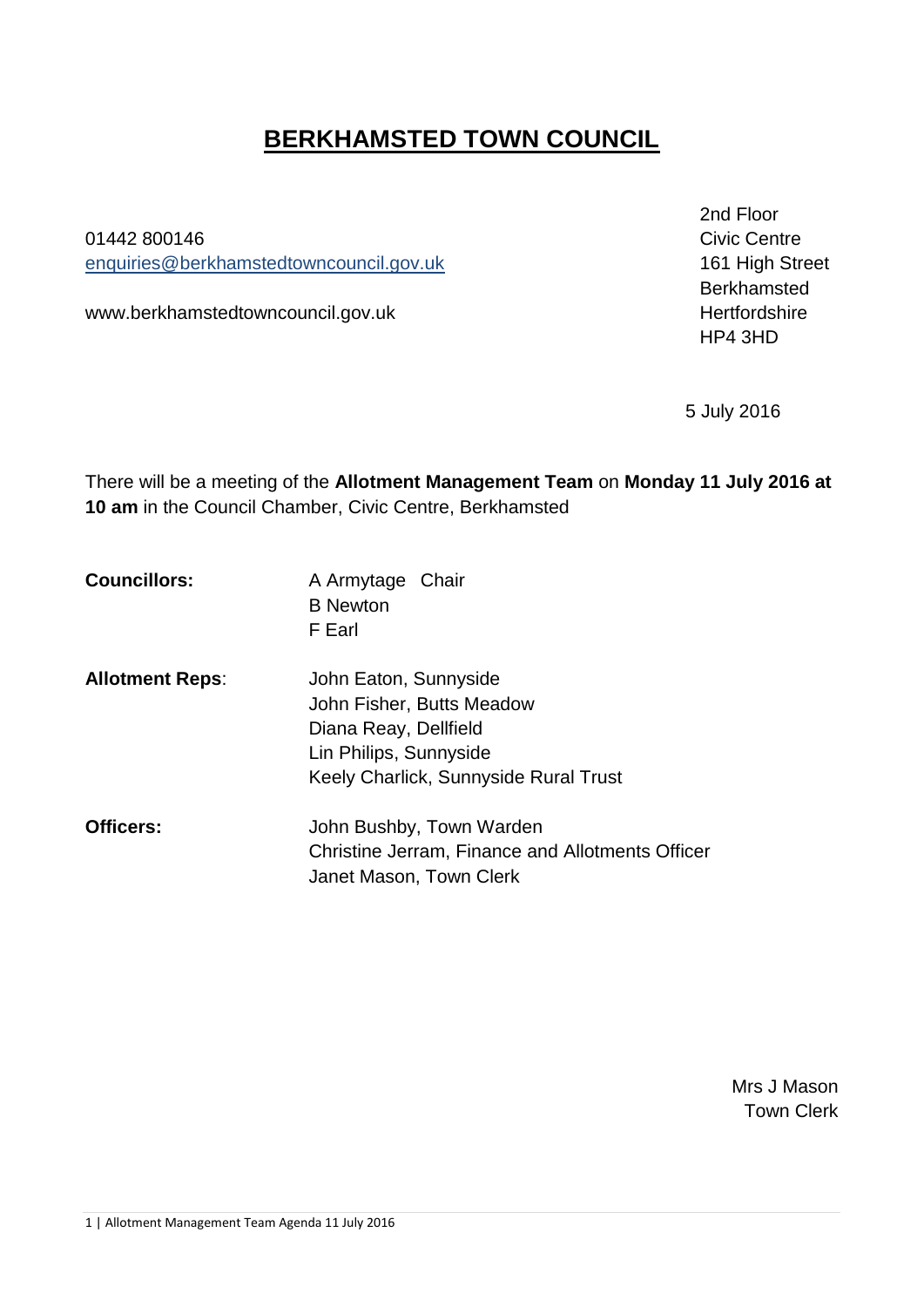# BERKHAMSTED TOWN COUNCIL

01442 800146
enquiries@berkhamstedtowncouncil.gov.uk

www.berkhamstedtowncouncil.gov.uk

2nd Floor
Civic Centre
161 High Street
Berkhamsted
Hertfordshire
HP4 3HD

5 July 2016

There will be a meeting of the **Allotment Management Team** on **Monday 11 July 2016 at 10 am** in the Council Chamber, Civic Centre, Berkhamsted

**Councillors:**
A Armytage Chair
B Newton
F Earl

**Allotment Reps**:
John Eaton, Sunnyside
John Fisher, Butts Meadow
Diana Reay, Dellfield
Lin Philips, Sunnyside
Keely Charlick, Sunnyside Rural Trust

**Officers:**
John Bushby, Town Warden
Christine Jerram, Finance and Allotments Officer
Janet Mason, Town Clerk

Mrs J Mason
Town Clerk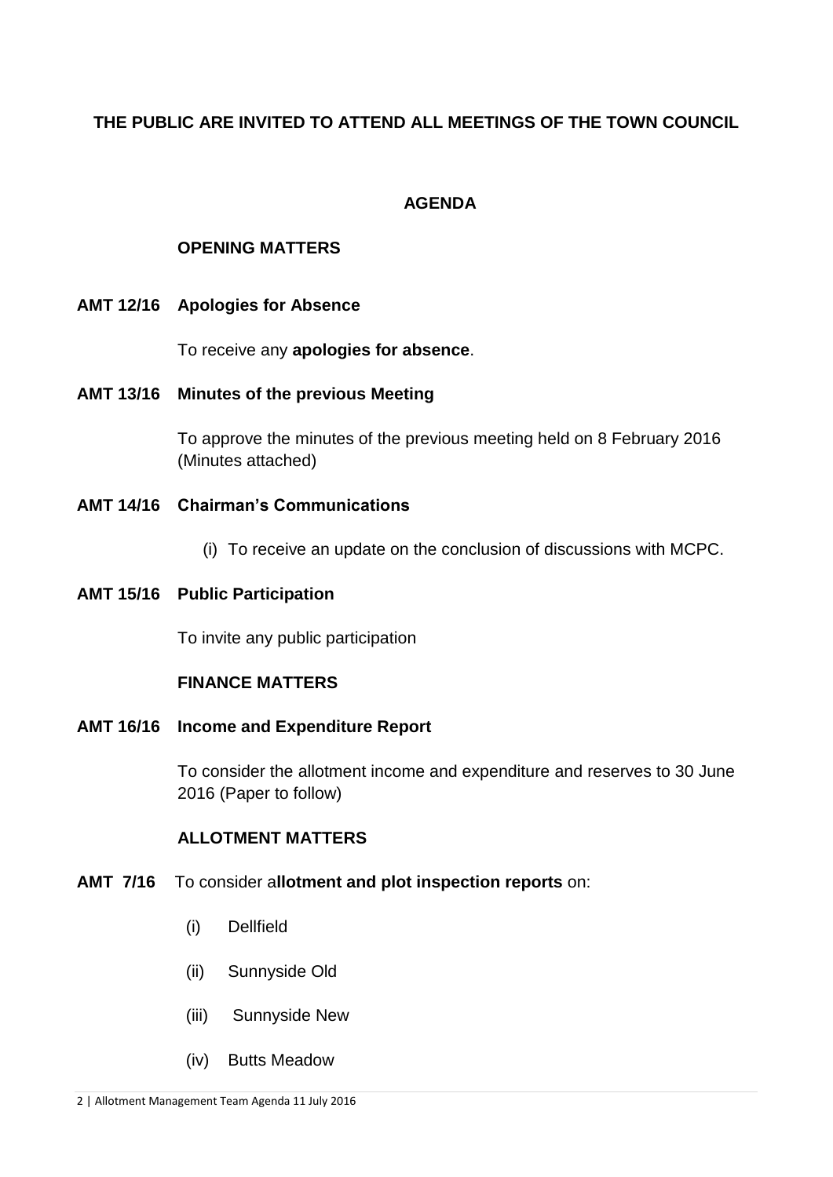**THE PUBLIC ARE INVITED TO ATTEND ALL MEETINGS OF THE TOWN COUNCIL**

## AGENDA

### OPENING MATTERS

**AMT 12/16 Apologies for Absence**

To receive any **apologies for absence**.

**AMT 13/16 Minutes of the previous Meeting**

To approve the minutes of the previous meeting held on 8 February 2016 (Minutes attached)

**AMT 14/16 Chairman's Communications**

(i) To receive an update on the conclusion of discussions with MCPC.

**AMT 15/16 Public Participation**

To invite any public participation

### FINANCE MATTERS

**AMT 16/16 Income and Expenditure Report**

To consider the allotment income and expenditure and reserves to 30 June 2016 (Paper to follow)

### ALLOTMENT MATTERS

**AMT 7/16** To consider a**llotment and plot inspection reports** on:

(i) Dellfield

(ii) Sunnyside Old

(iii) Sunnyside New

(iv) Butts Meadow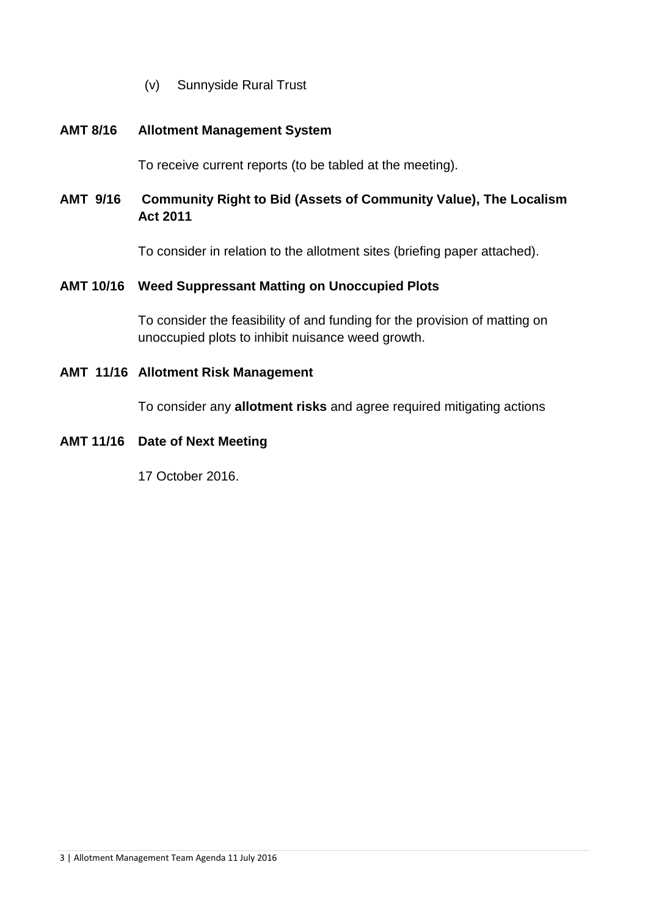(v) Sunnyside Rural Trust

**AMT 8/16 Allotment Management System**

To receive current reports (to be tabled at the meeting).

**AMT 9/16 Community Right to Bid (Assets of Community Value), The Localism Act 2011**

To consider in relation to the allotment sites (briefing paper attached).

**AMT 10/16 Weed Suppressant Matting on Unoccupied Plots**

To consider the feasibility of and funding for the provision of matting on unoccupied plots to inhibit nuisance weed growth.

**AMT 11/16 Allotment Risk Management**

To consider any **allotment risks** and agree required mitigating actions

**AMT 11/16 Date of Next Meeting**

17 October 2016.